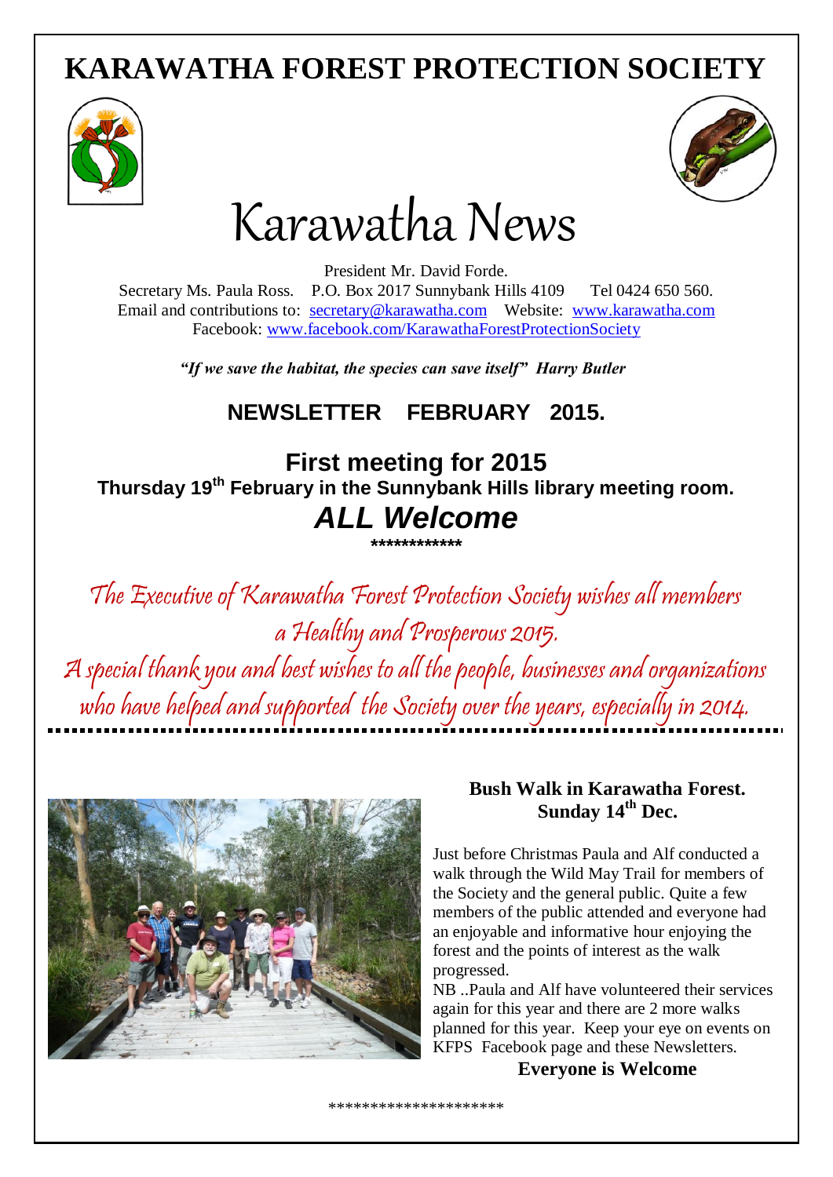# KARAWATHA FOREST PROTECTION SOCIETY

# Karawatha News

President Mr. David Forde.
Secretary Ms. Paula Ross. P.O. Box 2017 Sunnybank Hills 4109 Tel 0424 650 560.
Email and contributions to: secretary@karawatha.com Website: www.karawatha.com
Facebook: www.facebook.com/KarawathaForestProtectionSociety

***"If we save the habitat, the species can save itself" Harry Butler***

## NEWSLETTER FEBRUARY 2015.

## First meeting for 2015

**Thursday 19th February in the Sunnybank Hills library meeting room.**

## *ALL Welcome*

************

The Executive of Karawatha Forest Protection Society wishes all members a Healthy and Prosperous 2015.
A special thank you and best wishes to all the people, businesses and organizations who have helped and supported the Society over the years, especially in 2014.

---

### Bush Walk in Karawatha Forest. Sunday 14th Dec.

Just before Christmas Paula and Alf conducted a walk through the Wild May Trail for members of the Society and the general public. Quite a few members of the public attended and everyone had an enjoyable and informative hour enjoying the forest and the points of interest as the walk progressed.

NB ..Paula and Alf have volunteered their services again for this year and there are 2 more walks planned for this year. Keep your eye on events on KFPS Facebook page and these Newsletters.

**Everyone is Welcome**

********************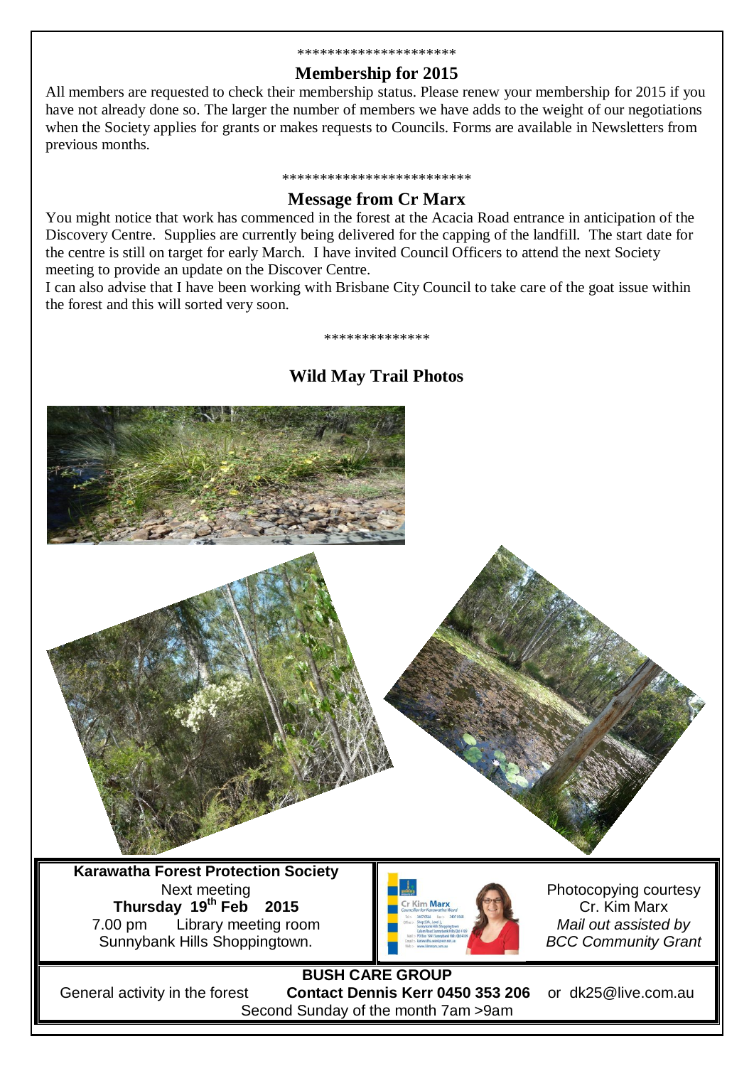\*\*\*\*\*\*\*\*\*\*\*\*\*\*\*\*\*\*\*\*\*

## Membership for 2015

All members are requested to check their membership status. Please renew your membership for 2015 if you have not already done so. The larger the number of members we have adds to the weight of our negotiations when the Society applies for grants or makes requests to Councils. Forms are available in Newsletters from previous months.

\*\*\*\*\*\*\*\*\*\*\*\*\*\*\*\*\*\*\*\*\*\*\*\*\*\*

## Message from Cr Marx

You might notice that work has commenced in the forest at the Acacia Road entrance in anticipation of the Discovery Centre. Supplies are currently being delivered for the capping of the landfill. The start date for the centre is still on target for early March. I have invited Council Officers to attend the next Society meeting to provide an update on the Discover Centre.

I can also advise that I have been working with Brisbane City Council to take care of the goat issue within the forest and this will sorted very soon.

\*\*\*\*\*\*\*\*\*\*\*\*\*\*

## Wild May Trail Photos

**Karawatha Forest Protection Society**
Next meeting
**Thursday 19th Feb 2015**
7.00 pm Library meeting room
Sunnybank Hills Shoppingtown.

Photocopying courtesy
Cr. Kim Marx
*Mail out assisted by*
*BCC Community Grant*

**BUSH CARE GROUP**
General activity in the forest **Contact Dennis Kerr 0450 353 206** or dk25@live.com.au
Second Sunday of the month 7am >9am